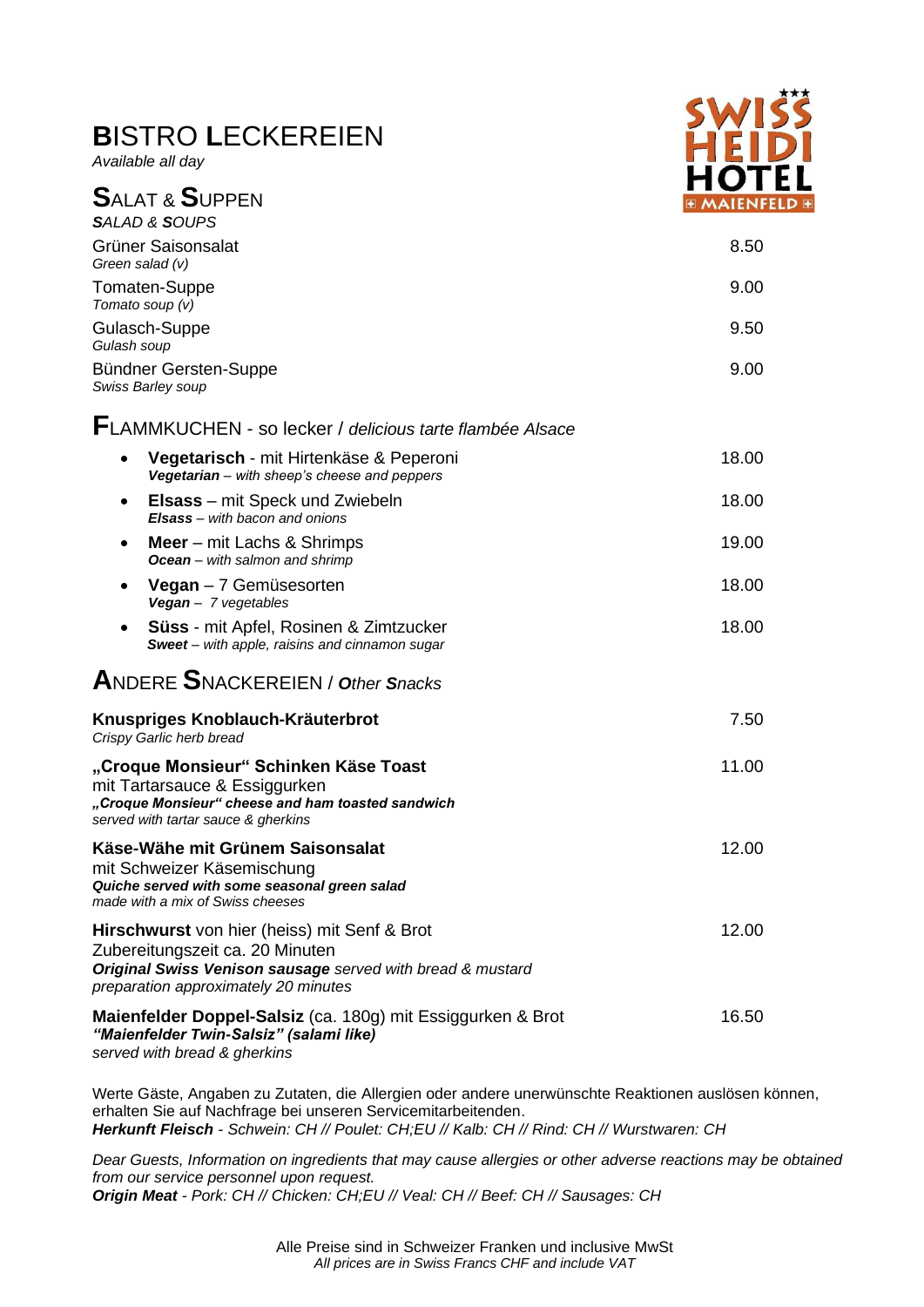# BISTRO LECKEREIEN

*Available all day*

SWISS HEIDI HOTEL MAIENFELD

## SALAT & SUPPEN

***S**ALAD & **S**OUPS*

| | |
|---|---|
| Grüner Saisonsalat<br>*Green salad (v)* | 8.50 |
| Tomaten-Suppe<br>*Tomato soup (v)* | 9.00 |
| Gulasch-Suppe<br>*Gulash soup* | 9.50 |
| Bündner Gersten-Suppe<br>*Swiss Barley soup* | 9.00 |

## FLAMMKUCHEN - so lecker / *delicious tarte flambée Alsace*

| | |
|---|---|
| • **Vegetarisch** - mit Hirtenkäse & Peperoni<br>***Vegetarian** – with sheep's cheese and peppers* | 18.00 |
| • **Elsass** – mit Speck und Zwiebeln<br>***Elsass** – with bacon and onions* | 18.00 |
| • **Meer** – mit Lachs & Shrimps<br>***Ocean** – with salmon and shrimp* | 19.00 |
| • **Vegan** – 7 Gemüsesorten<br>***Vegan** – 7 vegetables* | 18.00 |
| • **Süss** - mit Apfel, Rosinen & Zimtzucker<br>***Sweet** – with apple, raisins and cinnamon sugar* | 18.00 |

## ANDERE SNACKEREIEN / *Other Snacks*

| | |
|---|---|
| **Knuspriges Knoblauch-Kräuterbrot**<br>*Crispy Garlic herb bread* | 7.50 |
| **„Croque Monsieur" Schinken Käse Toast**<br>mit Tartarsauce & Essiggurken<br>***„Croque Monsieur" cheese and ham toasted sandwich***<br>*served with tartar sauce & gherkins* | 11.00 |
| **Käse-Wähe mit Grünem Saisonsalat**<br>mit Schweizer Käsemischung<br>***Quiche served with some seasonal green salad***<br>*made with a mix of Swiss cheeses* | 12.00 |
| **Hirschwurst** von hier (heiss) mit Senf & Brot<br>Zubereitungszeit ca. 20 Minuten<br>***Original Swiss Venison sausage** served with bread & mustard*<br>*preparation approximately 20 minutes* | 12.00 |
| **Maienfelder Doppel-Salsiz** (ca. 180g) mit Essiggurken & Brot<br>***"Maienfelder Twin-Salsiz" (salami like)***<br>*served with bread & gherkins* | 16.50 |

Werte Gäste, Angaben zu Zutaten, die Allergien oder andere unerwünschte Reaktionen auslösen können, erhalten Sie auf Nachfrage bei unseren Servicemitarbeitenden.
***Herkunft Fleisch** - Schwein: CH // Poulet: CH;EU // Kalb: CH // Rind: CH // Wurstwaren: CH*

*Dear Guests, Information on ingredients that may cause allergies or other adverse reactions may be obtained from our service personnel upon request.*
***Origin Meat** - Pork: CH // Chicken: CH;EU // Veal: CH // Beef: CH // Sausages: CH*

Alle Preise sind in Schweizer Franken und inclusive MwSt
*All prices are in Swiss Francs CHF and include VAT*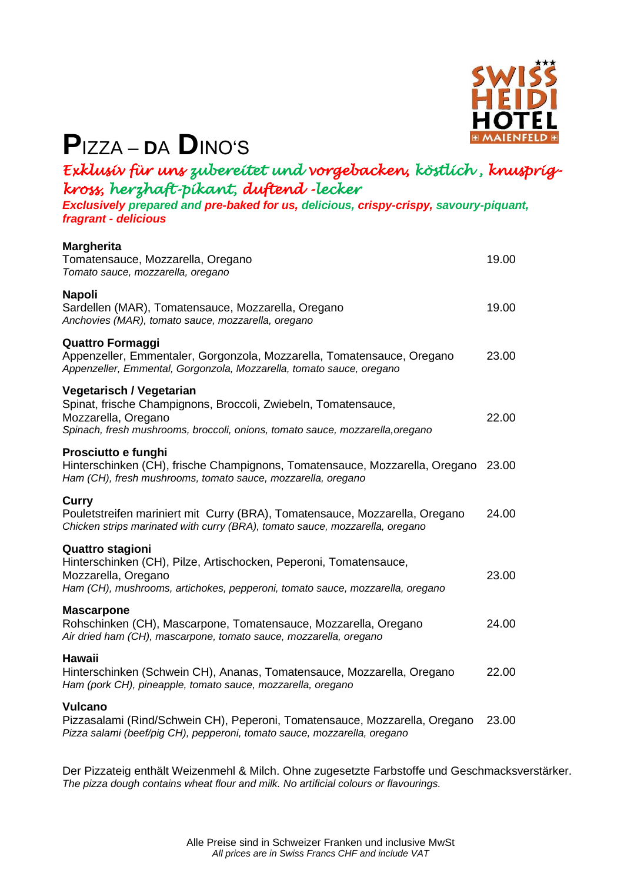SWISS HEIDI HOTEL MAIENFELD

# PIZZA – DA DINO'S

*Exklusiv für uns zubereitet und vorgebacken, köstlich , knusprig-kross, herzhaft-pikant, duftend -lecker*

***Exclusively prepared and pre-baked for us, delicious, crispy-crispy, savoury-piquant, fragrant - delicious***

| | |
|---|---|
| **Margherita**<br>Tomatensauce, Mozzarella, Oregano<br>*Tomato sauce, mozzarella, oregano* | 19.00 |
| **Napoli**<br>Sardellen (MAR), Tomatensauce, Mozzarella, Oregano<br>*Anchovies (MAR), tomato sauce, mozzarella, oregano* | 19.00 |
| **Quattro Formaggi**<br>Appenzeller, Emmentaler, Gorgonzola, Mozzarella, Tomatensauce, Oregano<br>*Appenzeller, Emmental, Gorgonzola, Mozzarella, tomato sauce, oregano* | 23.00 |
| **Vegetarisch / Vegetarian**<br>Spinat, frische Champignons, Broccoli, Zwiebeln, Tomatensauce, Mozzarella, Oregano<br>*Spinach, fresh mushrooms, broccoli, onions, tomato sauce, mozzarella,oregano* | 22.00 |
| **Prosciutto e funghi**<br>Hinterschinken (CH), frische Champignons, Tomatensauce, Mozzarella, Oregano<br>*Ham (CH), fresh mushrooms, tomato sauce, mozzarella, oregano* | 23.00 |
| **Curry**<br>Pouletstreifen mariniert mit Curry (BRA), Tomatensauce, Mozzarella, Oregano<br>*Chicken strips marinated with curry (BRA), tomato sauce, mozzarella, oregano* | 24.00 |
| **Quattro stagioni**<br>Hinterschinken (CH), Pilze, Artischocken, Peperoni, Tomatensauce, Mozzarella, Oregano<br>*Ham (CH), mushrooms, artichokes, pepperoni, tomato sauce, mozzarella, oregano* | 23.00 |
| **Mascarpone**<br>Rohschinken (CH), Mascarpone, Tomatensauce, Mozzarella, Oregano<br>*Air dried ham (CH), mascarpone, tomato sauce, mozzarella, oregano* | 24.00 |
| **Hawaii**<br>Hinterschinken (Schwein CH), Ananas, Tomatensauce, Mozzarella, Oregano<br>*Ham (pork CH), pineapple, tomato sauce, mozzarella, oregano* | 22.00 |
| **Vulcano**<br>Pizzasalami (Rind/Schwein CH), Peperoni, Tomatensauce, Mozzarella, Oregano<br>*Pizza salami (beef/pig CH), pepperoni, tomato sauce, mozzarella, oregano* | 23.00 |

Der Pizzateig enthält Weizenmehl & Milch. Ohne zugesetzte Farbstoffe und Geschmacksverstärker.
*The pizza dough contains wheat flour and milk. No artificial colours or flavourings.*

Alle Preise sind in Schweizer Franken und inclusive MwSt
*All prices are in Swiss Francs CHF and include VAT*